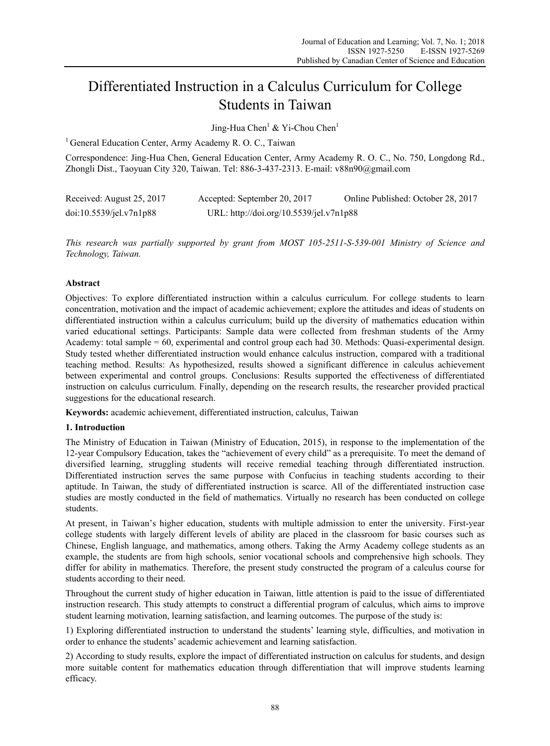# Differentiated Instruction in a Calculus Curriculum for College Students in Taiwan

Jing-Hua Chen[1] & Yi-Chou Chen[1]

[1] General Education Center, Army Academy R. O. C., Taiwan

Correspondence: Jing-Hua Chen, General Education Center, Army Academy R. O. C., No. 750, Longdong Rd., Zhongli Dist., Taoyuan City 320, Taiwan. Tel: 886-3-437-2313. E-mail: v88n90@gmail.com

Received: August 25, 2017 Accepted: September 20, 2017 Online Published: October 28, 2017

doi:10.5539/jel.v7n1p88 URL: http://doi.org/10.5539/jel.v7n1p88

*This research was partially supported by grant from MOST 105-2511-S-539-001 Ministry of Science and Technology, Taiwan.*

## Abstract

Objectives: To explore differentiated instruction within a calculus curriculum. For college students to learn concentration, motivation and the impact of academic achievement; explore the attitudes and ideas of students on differentiated instruction within a calculus curriculum; build up the diversity of mathematics education within varied educational settings. Participants: Sample data were collected from freshman students of the Army Academy: total sample = 60, experimental and control group each had 30. Methods: Quasi-experimental design. Study tested whether differentiated instruction would enhance calculus instruction, compared with a traditional teaching method. Results: As hypothesized, results showed a significant difference in calculus achievement between experimental and control groups. Conclusions: Results supported the effectiveness of differentiated instruction on calculus curriculum. Finally, depending on the research results, the researcher provided practical suggestions for the educational research.

**Keywords:** academic achievement, differentiated instruction, calculus, Taiwan

## 1. Introduction

The Ministry of Education in Taiwan (Ministry of Education, 2015), in response to the implementation of the 12-year Compulsory Education, takes the "achievement of every child" as a prerequisite. To meet the demand of diversified learning, struggling students will receive remedial teaching through differentiated instruction. Differentiated instruction serves the same purpose with Confucius in teaching students according to their aptitude. In Taiwan, the study of differentiated instruction is scarce. All of the differentiated instruction case studies are mostly conducted in the field of mathematics. Virtually no research has been conducted on college students.

At present, in Taiwan's higher education, students with multiple admission to enter the university. First-year college students with largely different levels of ability are placed in the classroom for basic courses such as Chinese, English language, and mathematics, among others. Taking the Army Academy college students as an example, the students are from high schools, senior vocational schools and comprehensive high schools. They differ for ability in mathematics. Therefore, the present study constructed the program of a calculus course for students according to their need.

Throughout the current study of higher education in Taiwan, little attention is paid to the issue of differentiated instruction research. This study attempts to construct a differential program of calculus, which aims to improve student learning motivation, learning satisfaction, and learning outcomes. The purpose of the study is:

1) Exploring differentiated instruction to understand the students' learning style, difficulties, and motivation in order to enhance the students' academic achievement and learning satisfaction.

2) According to study results, explore the impact of differentiated instruction on calculus for students, and design more suitable content for mathematics education through differentiation that will improve students learning efficacy.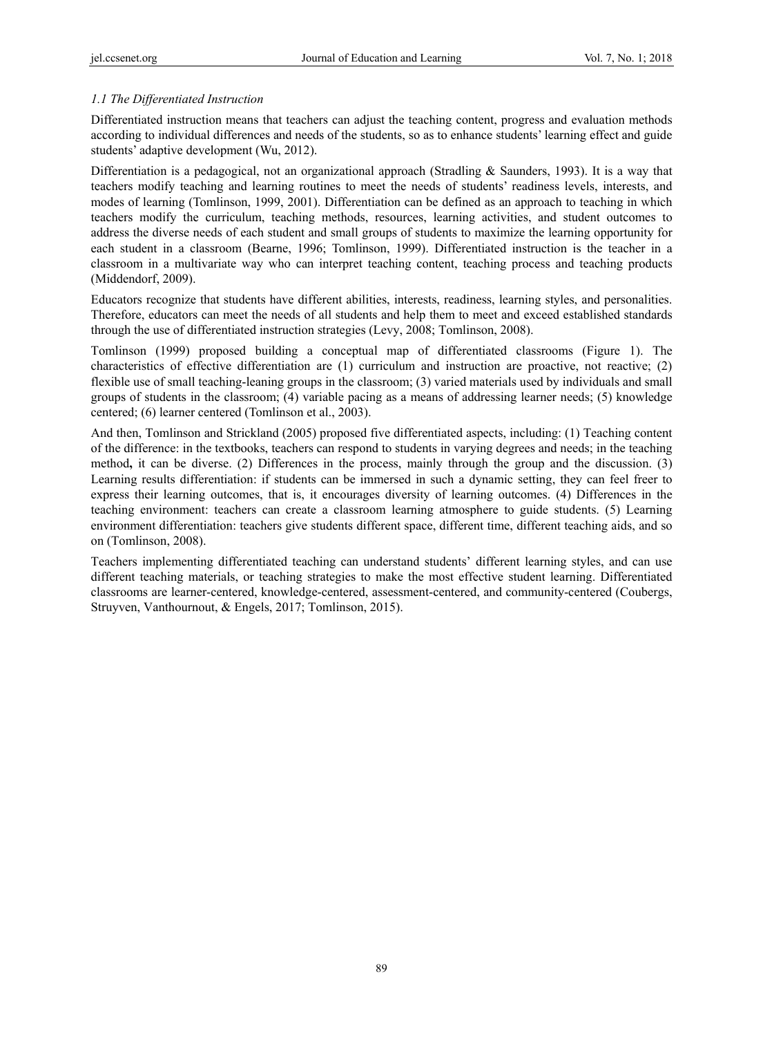### *1.1 The Differentiated Instruction*

Differentiated instruction means that teachers can adjust the teaching content, progress and evaluation methods according to individual differences and needs of the students, so as to enhance students' learning effect and guide students' adaptive development (Wu, 2012).

Differentiation is a pedagogical, not an organizational approach (Stradling & Saunders, 1993). It is a way that teachers modify teaching and learning routines to meet the needs of students' readiness levels, interests, and modes of learning (Tomlinson, 1999, 2001). Differentiation can be defined as an approach to teaching in which teachers modify the curriculum, teaching methods, resources, learning activities, and student outcomes to address the diverse needs of each student and small groups of students to maximize the learning opportunity for each student in a classroom (Bearne, 1996; Tomlinson, 1999). Differentiated instruction is the teacher in a classroom in a multivariate way who can interpret teaching content, teaching process and teaching products (Middendorf, 2009).

Educators recognize that students have different abilities, interests, readiness, learning styles, and personalities. Therefore, educators can meet the needs of all students and help them to meet and exceed established standards through the use of differentiated instruction strategies (Levy, 2008; Tomlinson, 2008).

Tomlinson (1999) proposed building a conceptual map of differentiated classrooms (Figure 1). The characteristics of effective differentiation are (1) curriculum and instruction are proactive, not reactive; (2) flexible use of small teaching-leaning groups in the classroom; (3) varied materials used by individuals and small groups of students in the classroom; (4) variable pacing as a means of addressing learner needs; (5) knowledge centered; (6) learner centered (Tomlinson et al., 2003).

And then, Tomlinson and Strickland (2005) proposed five differentiated aspects, including: (1) Teaching content of the difference: in the textbooks, teachers can respond to students in varying degrees and needs; in the teaching method**,** it can be diverse. (2) Differences in the process, mainly through the group and the discussion. (3) Learning results differentiation: if students can be immersed in such a dynamic setting, they can feel freer to express their learning outcomes, that is, it encourages diversity of learning outcomes. (4) Differences in the teaching environment: teachers can create a classroom learning atmosphere to guide students. (5) Learning environment differentiation: teachers give students different space, different time, different teaching aids, and so on (Tomlinson, 2008).

Teachers implementing differentiated teaching can understand students' different learning styles, and can use different teaching materials, or teaching strategies to make the most effective student learning. Differentiated classrooms are learner-centered, knowledge-centered, assessment-centered, and community-centered (Coubergs, Struyven, Vanthournout, & Engels, 2017; Tomlinson, 2015).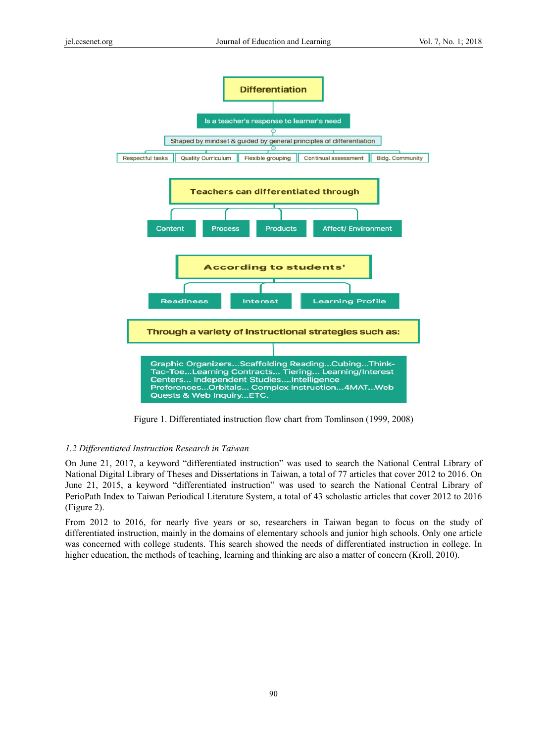Figure 1. Differentiated instruction flow chart from Tomlinson (1999, 2008)

### *1.2 Differentiated Instruction Research in Taiwan*

On June 21, 2017, a keyword "differentiated instruction" was used to search the National Central Library of National Digital Library of Theses and Dissertations in Taiwan, a total of 77 articles that cover 2012 to 2016. On June 21, 2015, a keyword "differentiated instruction" was used to search the National Central Library of PerioPath Index to Taiwan Periodical Literature System, a total of 43 scholastic articles that cover 2012 to 2016 (Figure 2).

From 2012 to 2016, for nearly five years or so, researchers in Taiwan began to focus on the study of differentiated instruction, mainly in the domains of elementary schools and junior high schools. Only one article was concerned with college students. This search showed the needs of differentiated instruction in college. In higher education, the methods of teaching, learning and thinking are also a matter of concern (Kroll, 2010).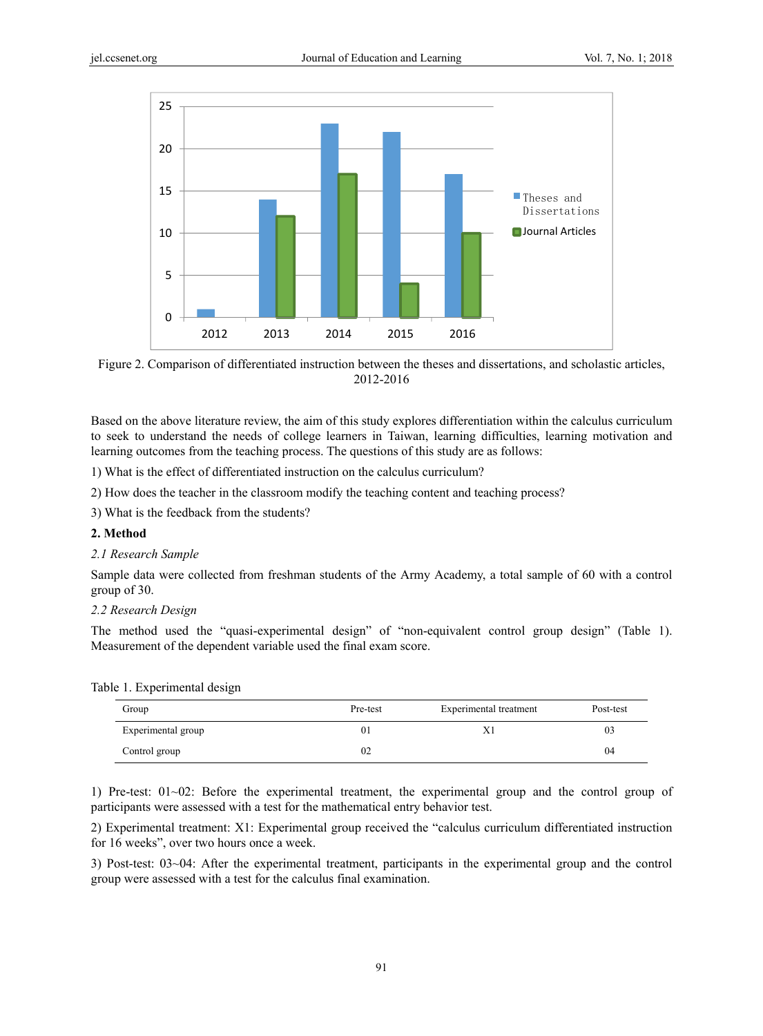Figure 2. Comparison of differentiated instruction between the theses and dissertations, and scholastic articles, 2012-2016

Based on the above literature review, the aim of this study explores differentiation within the calculus curriculum to seek to understand the needs of college learners in Taiwan, learning difficulties, learning motivation and learning outcomes from the teaching process. The questions of this study are as follows:

1) What is the effect of differentiated instruction on the calculus curriculum?

2) How does the teacher in the classroom modify the teaching content and teaching process?

3) What is the feedback from the students?

## 2. Method

### *2.1 Research Sample*

Sample data were collected from freshman students of the Army Academy, a total sample of 60 with a control group of 30.

### *2.2 Research Design*

The method used the "quasi-experimental design" of "non-equivalent control group design" (Table 1). Measurement of the dependent variable used the final exam score.

Table 1. Experimental design

| Group | Pre-test | Experimental treatment | Post-test |
|---|---|---|---|
| Experimental group | 01 | X1 | 03 |
| Control group | 02 | | 04 |

1) Pre-test: 01~02: Before the experimental treatment, the experimental group and the control group of participants were assessed with a test for the mathematical entry behavior test.

2) Experimental treatment: X1: Experimental group received the "calculus curriculum differentiated instruction for 16 weeks", over two hours once a week.

3) Post-test: 03~04: After the experimental treatment, participants in the experimental group and the control group were assessed with a test for the calculus final examination.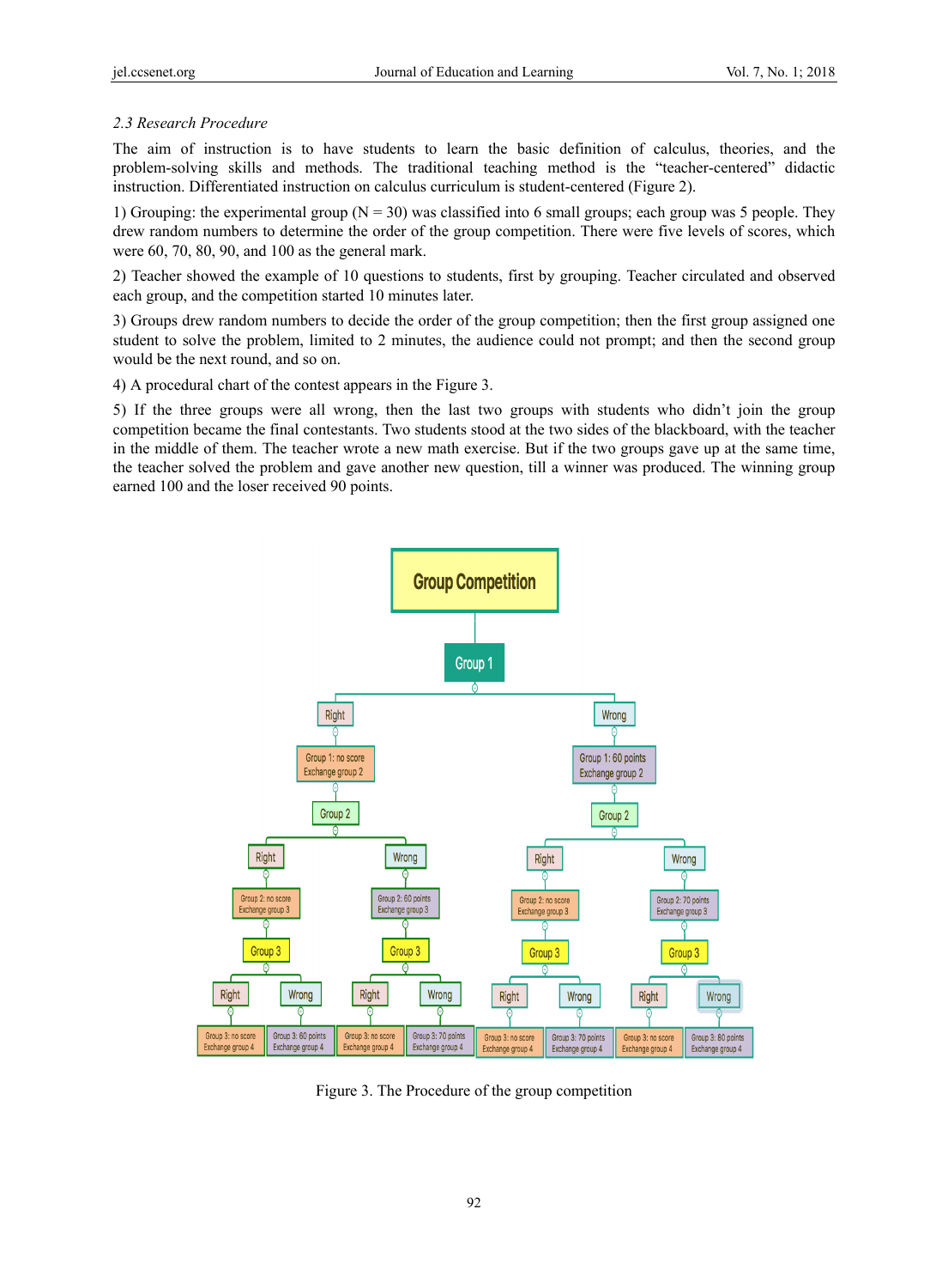*2.3 Research Procedure*

The aim of instruction is to have students to learn the basic definition of calculus, theories, and the problem-solving skills and methods. The traditional teaching method is the "teacher-centered" didactic instruction. Differentiated instruction on calculus curriculum is student-centered (Figure 2).

1) Grouping: the experimental group (N = 30) was classified into 6 small groups; each group was 5 people. They drew random numbers to determine the order of the group competition. There were five levels of scores, which were 60, 70, 80, 90, and 100 as the general mark.

2) Teacher showed the example of 10 questions to students, first by grouping. Teacher circulated and observed each group, and the competition started 10 minutes later.

3) Groups drew random numbers to decide the order of the group competition; then the first group assigned one student to solve the problem, limited to 2 minutes, the audience could not prompt; and then the second group would be the next round, and so on.

4) A procedural chart of the contest appears in the Figure 3.

5) If the three groups were all wrong, then the last two groups with students who didn't join the group competition became the final contestants. Two students stood at the two sides of the blackboard, with the teacher in the middle of them. The teacher wrote a new math exercise. But if the two groups gave up at the same time, the teacher solved the problem and gave another new question, till a winner was produced. The winning group earned 100 and the loser received 90 points.

Figure 3. The Procedure of the group competition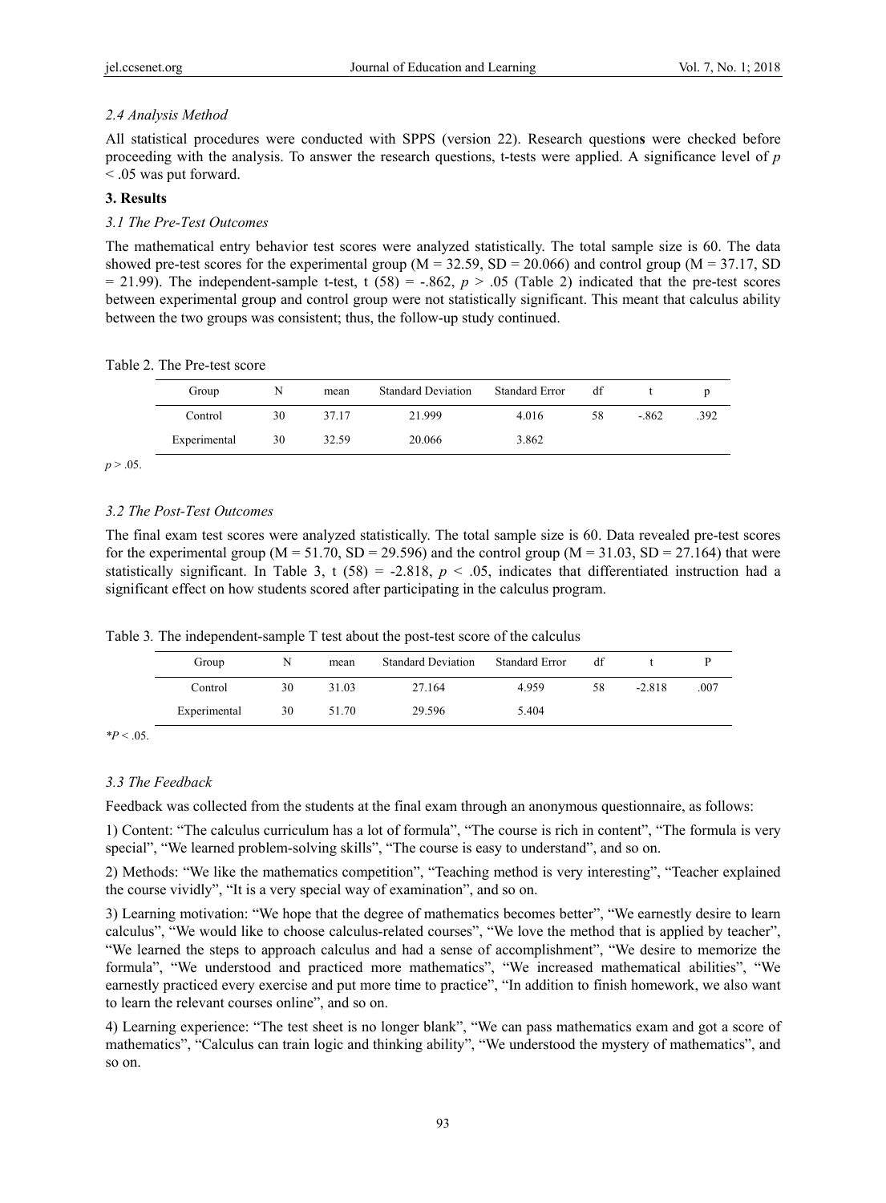### 2.4 Analysis Method

All statistical procedures were conducted with SPPS (version 22). Research question**s** were checked before proceeding with the analysis. To answer the research questions, t-tests were applied. A significance level of $p < .05$ was put forward.

## 3. Results

### 3.1 The Pre-Test Outcomes

The mathematical entry behavior test scores were analyzed statistically. The total sample size is 60. The data showed pre-test scores for the experimental group (M = 32.59, SD = 20.066) and control group (M = 37.17, SD = 21.99). The independent-sample t-test, $t(58) = -.862$, $p > .05$ (Table 2) indicated that the pre-test scores between experimental group and control group were not statistically significant. This meant that calculus ability between the two groups was consistent; thus, the follow-up study continued.

Table 2. The Pre-test score

| Group | N | mean | Standard Deviation | Standard Error | df | t | p |
|---|---|---|---|---|---|---|---|
| Control | 30 | 37.17 | 21.999 | 4.016 | 58 | -.862 | .392 |
| Experimental | 30 | 32.59 | 20.066 | 3.862 | | | |

$p > .05$.

### 3.2 The Post-Test Outcomes

The final exam test scores were analyzed statistically. The total sample size is 60. Data revealed pre-test scores for the experimental group (M = 51.70, SD = 29.596) and the control group (M = 31.03, SD = 27.164) that were statistically significant. In Table 3, $t(58) = -2.818$, $p < .05$, indicates that differentiated instruction had a significant effect on how students scored after participating in the calculus program.

Table 3. The independent-sample T test about the post-test score of the calculus

| Group | N | mean | Standard Deviation | Standard Error | df | t | P |
|---|---|---|---|---|---|---|---|
| Control | 30 | 31.03 | 27.164 | 4.959 | 58 | -2.818 | .007 |
| Experimental | 30 | 51.70 | 29.596 | 5.404 | | | |

$^*P < .05$.

### 3.3 The Feedback

Feedback was collected from the students at the final exam through an anonymous questionnaire, as follows:

1) Content: "The calculus curriculum has a lot of formula", "The course is rich in content", "The formula is very special", "We learned problem-solving skills", "The course is easy to understand", and so on.

2) Methods: "We like the mathematics competition", "Teaching method is very interesting", "Teacher explained the course vividly", "It is a very special way of examination", and so on.

3) Learning motivation: "We hope that the degree of mathematics becomes better", "We earnestly desire to learn calculus", "We would like to choose calculus-related courses", "We love the method that is applied by teacher", "We learned the steps to approach calculus and had a sense of accomplishment", "We desire to memorize the formula", "We understood and practiced more mathematics", "We increased mathematical abilities", "We earnestly practiced every exercise and put more time to practice", "In addition to finish homework, we also want to learn the relevant courses online", and so on.

4) Learning experience: "The test sheet is no longer blank", "We can pass mathematics exam and got a score of mathematics", "Calculus can train logic and thinking ability", "We understood the mystery of mathematics", and so on.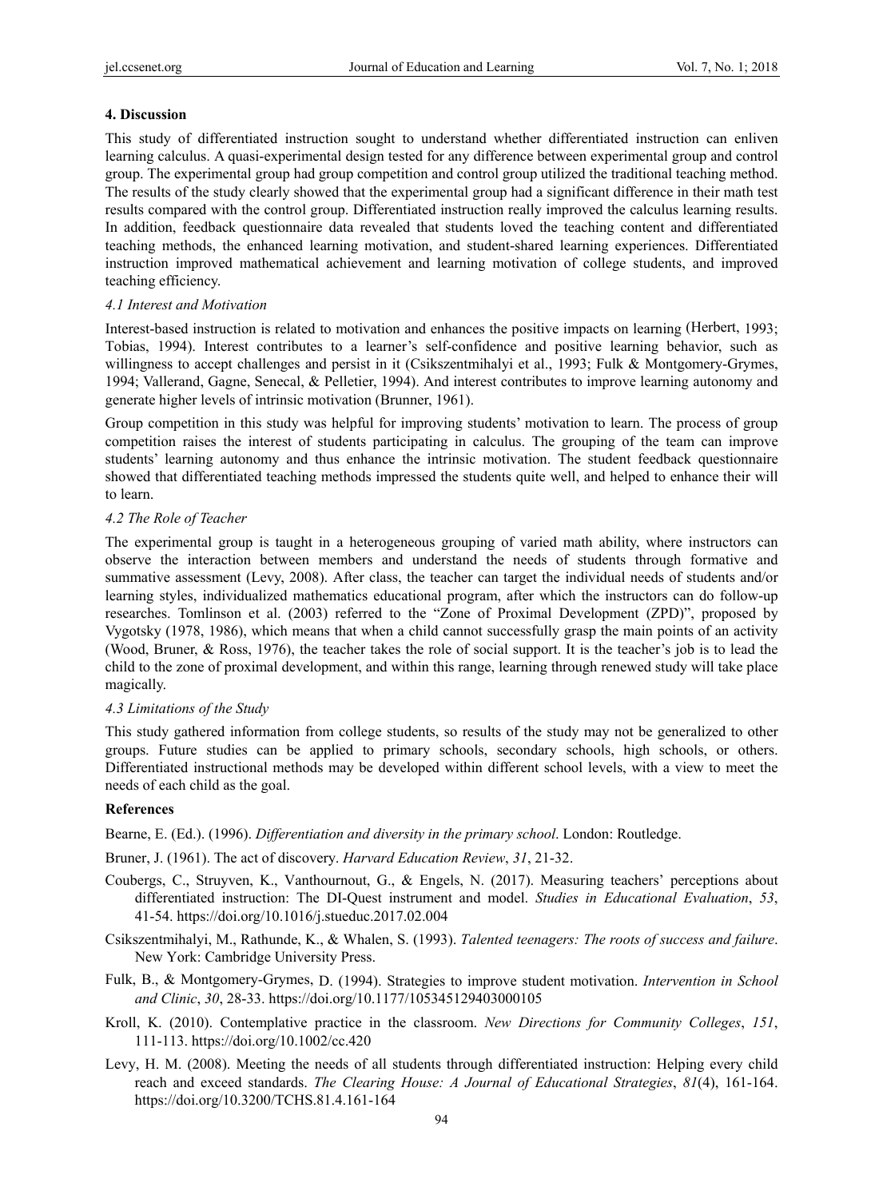## 4. Discussion

This study of differentiated instruction sought to understand whether differentiated instruction can enliven learning calculus. A quasi-experimental design tested for any difference between experimental group and control group. The experimental group had group competition and control group utilized the traditional teaching method. The results of the study clearly showed that the experimental group had a significant difference in their math test results compared with the control group. Differentiated instruction really improved the calculus learning results. In addition, feedback questionnaire data revealed that students loved the teaching content and differentiated teaching methods, the enhanced learning motivation, and student-shared learning experiences. Differentiated instruction improved mathematical achievement and learning motivation of college students, and improved teaching efficiency.

### *4.1 Interest and Motivation*

Interest-based instruction is related to motivation and enhances the positive impacts on learning (Herbert, 1993; Tobias, 1994). Interest contributes to a learner's self-confidence and positive learning behavior, such as willingness to accept challenges and persist in it (Csikszentmihalyi et al., 1993; Fulk & Montgomery-Grymes, 1994; Vallerand, Gagne, Senecal, & Pelletier, 1994). And interest contributes to improve learning autonomy and generate higher levels of intrinsic motivation (Brunner, 1961).

Group competition in this study was helpful for improving students' motivation to learn. The process of group competition raises the interest of students participating in calculus. The grouping of the team can improve students' learning autonomy and thus enhance the intrinsic motivation. The student feedback questionnaire showed that differentiated teaching methods impressed the students quite well, and helped to enhance their will to learn.

### *4.2 The Role of Teacher*

The experimental group is taught in a heterogeneous grouping of varied math ability, where instructors can observe the interaction between members and understand the needs of students through formative and summative assessment (Levy, 2008). After class, the teacher can target the individual needs of students and/or learning styles, individualized mathematics educational program, after which the instructors can do follow-up researches. Tomlinson et al. (2003) referred to the "Zone of Proximal Development (ZPD)", proposed by Vygotsky (1978, 1986), which means that when a child cannot successfully grasp the main points of an activity (Wood, Bruner, & Ross, 1976), the teacher takes the role of social support. It is the teacher's job is to lead the child to the zone of proximal development, and within this range, learning through renewed study will take place magically.

### *4.3 Limitations of the Study*

This study gathered information from college students, so results of the study may not be generalized to other groups. Future studies can be applied to primary schools, secondary schools, high schools, or others. Differentiated instructional methods may be developed within different school levels, with a view to meet the needs of each child as the goal.

## References

Bearne, E. (Ed.). (1996). *Differentiation and diversity in the primary school*. London: Routledge.

Bruner, J. (1961). The act of discovery. *Harvard Education Review*, *31*, 21-32.

Coubergs, C., Struyven, K., Vanthournout, G., & Engels, N. (2017). Measuring teachers' perceptions about differentiated instruction: The DI-Quest instrument and model. *Studies in Educational Evaluation*, *53*, 41-54. https://doi.org/10.1016/j.stueduc.2017.02.004

Csikszentmihalyi, M., Rathunde, K., & Whalen, S. (1993). *Talented teenagers: The roots of success and failure*. New York: Cambridge University Press.

Fulk, B., & Montgomery-Grymes, D. (1994). Strategies to improve student motivation. *Intervention in School and Clinic*, *30*, 28-33. https://doi.org/10.1177/105345129403000105

Kroll, K. (2010). Contemplative practice in the classroom. *New Directions for Community Colleges*, *151*, 111-113. https://doi.org/10.1002/cc.420

Levy, H. M. (2008). Meeting the needs of all students through differentiated instruction: Helping every child reach and exceed standards. *The Clearing House: A Journal of Educational Strategies*, *81*(4), 161-164. https://doi.org/10.3200/TCHS.81.4.161-164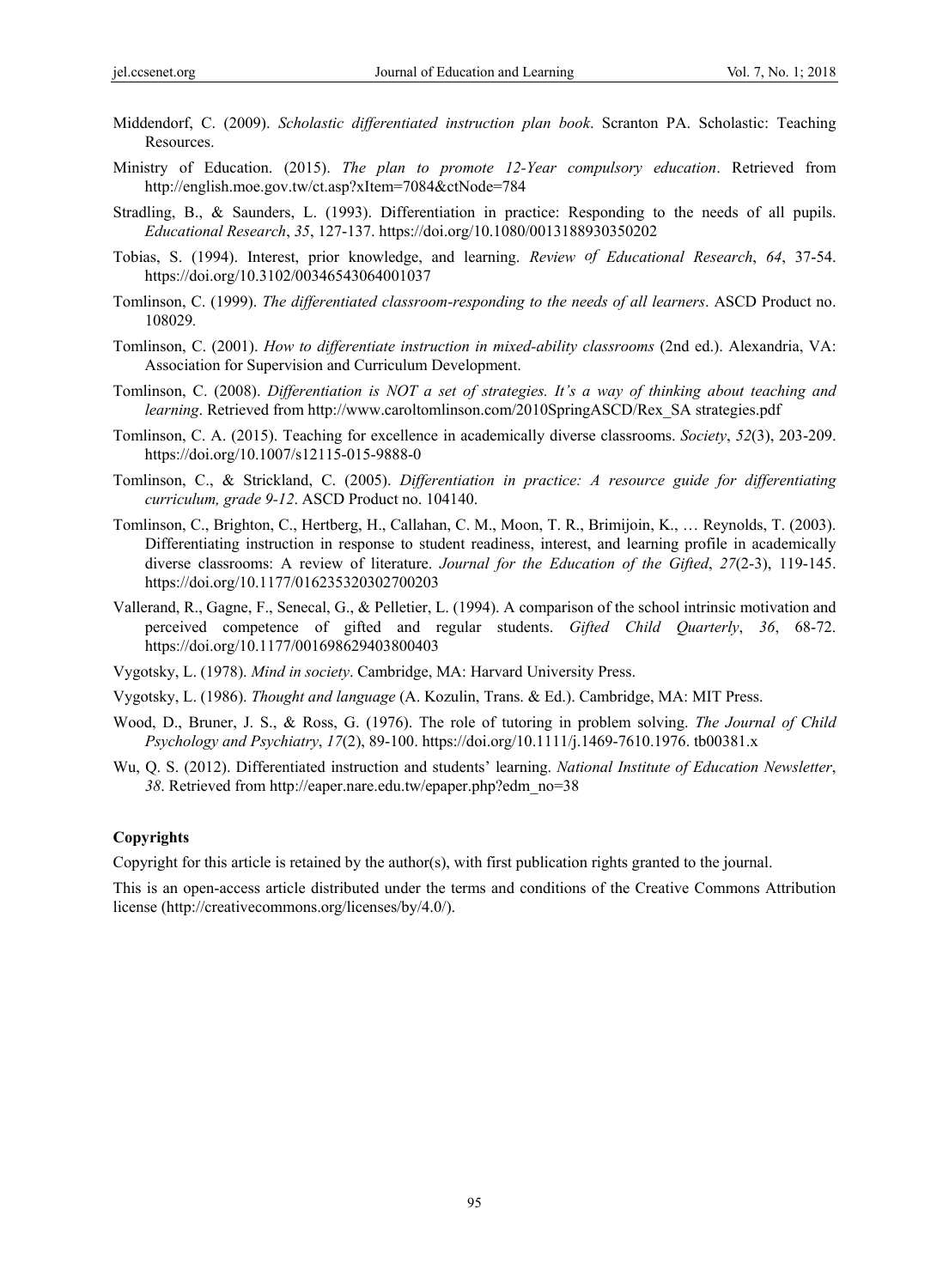Middendorf, C. (2009). *Scholastic differentiated instruction plan book*. Scranton PA. Scholastic: Teaching Resources.

Ministry of Education. (2015). *The plan to promote 12-Year compulsory education*. Retrieved from http://english.moe.gov.tw/ct.asp?xItem=7084&ctNode=784

Stradling, B., & Saunders, L. (1993). Differentiation in practice: Responding to the needs of all pupils. *Educational Research*, *35*, 127-137. https://doi.org/10.1080/0013188930350202

Tobias, S. (1994). Interest, prior knowledge, and learning. *Review of Educational Research*, *64*, 37-54. https://doi.org/10.3102/00346543064001037

Tomlinson, C. (1999). *The differentiated classroom-responding to the needs of all learners*. ASCD Product no. 108029.

Tomlinson, C. (2001). *How to differentiate instruction in mixed-ability classrooms* (2nd ed.). Alexandria, VA: Association for Supervision and Curriculum Development.

Tomlinson, C. (2008). *Differentiation is NOT a set of strategies. It's a way of thinking about teaching and learning*. Retrieved from http://www.caroltomlinson.com/2010SpringASCD/Rex_SA strategies.pdf

Tomlinson, C. A. (2015). Teaching for excellence in academically diverse classrooms. *Society*, *52*(3), 203-209. https://doi.org/10.1007/s12115-015-9888-0

Tomlinson, C., & Strickland, C. (2005). *Differentiation in practice: A resource guide for differentiating curriculum, grade 9-12*. ASCD Product no. 104140.

Tomlinson, C., Brighton, C., Hertberg, H., Callahan, C. M., Moon, T. R., Brimijoin, K., … Reynolds, T. (2003). Differentiating instruction in response to student readiness, interest, and learning profile in academically diverse classrooms: A review of literature. *Journal for the Education of the Gifted*, *27*(2-3), 119-145. https://doi.org/10.1177/016235320302700203

Vallerand, R., Gagne, F., Senecal, G., & Pelletier, L. (1994). A comparison of the school intrinsic motivation and perceived competence of gifted and regular students. *Gifted Child Quarterly*, *36*, 68-72. https://doi.org/10.1177/001698629403800403

Vygotsky, L. (1978). *Mind in society*. Cambridge, MA: Harvard University Press.

Vygotsky, L. (1986). *Thought and language* (A. Kozulin, Trans. & Ed.). Cambridge, MA: MIT Press.

Wood, D., Bruner, J. S., & Ross, G. (1976). The role of tutoring in problem solving. *The Journal of Child Psychology and Psychiatry*, *17*(2), 89-100. https://doi.org/10.1111/j.1469-7610.1976. tb00381.x

Wu, Q. S. (2012). Differentiated instruction and students' learning. *National Institute of Education Newsletter*, *38*. Retrieved from http://eaper.nare.edu.tw/epaper.php?edm_no=38

**Copyrights**

Copyright for this article is retained by the author(s), with first publication rights granted to the journal.

This is an open-access article distributed under the terms and conditions of the Creative Commons Attribution license (http://creativecommons.org/licenses/by/4.0/).